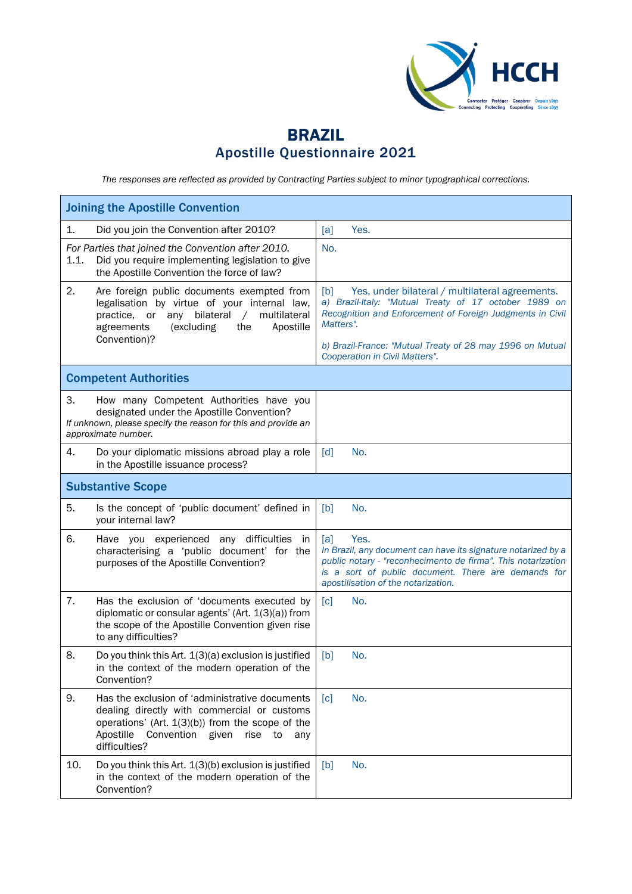# BRAZIL
## Apostille Questionnaire 2021

*The responses are reflected as provided by Contracting Parties subject to minor typographical corrections.*

| Joining the Apostille Convention | |
|---|---|
| 1. Did you join the Convention after 2010? | [a] Yes. |
| *For Parties that joined the Convention after 2010.* 1.1. Did you require implementing legislation to give the Apostille Convention the force of law? | No. |
| 2. Are foreign public documents exempted from legalisation by virtue of your internal law, practice, or any bilateral / multilateral agreements (excluding the Apostille Convention)? | [b] Yes, under bilateral / multilateral agreements. *a) Brazil-Italy: "Mutual Treaty of 17 october 1989 on Recognition and Enforcement of Foreign Judgments in Civil Matters".* *b) Brazil-France: "Mutual Treaty of 28 may 1996 on Mutual Cooperation in Civil Matters".* |
| **Competent Authorities** | |
| 3. How many Competent Authorities have you designated under the Apostille Convention? *If unknown, please specify the reason for this and provide an approximate number.* | |
| 4. Do your diplomatic missions abroad play a role in the Apostille issuance process? | [d] No. |
| **Substantive Scope** | |
| 5. Is the concept of 'public document' defined in your internal law? | [b] No. |
| 6. Have you experienced any difficulties in characterising a 'public document' for the purposes of the Apostille Convention? | [a] Yes. *In Brazil, any document can have its signature notarized by a public notary - "reconhecimento de firma". This notarization is a sort of public document. There are demands for apostilisation of the notarization.* |
| 7. Has the exclusion of 'documents executed by diplomatic or consular agents' (Art. 1(3)(a)) from the scope of the Apostille Convention given rise to any difficulties? | [c] No. |
| 8. Do you think this Art. 1(3)(a) exclusion is justified in the context of the modern operation of the Convention? | [b] No. |
| 9. Has the exclusion of 'administrative documents dealing directly with commercial or customs operations' (Art. 1(3)(b)) from the scope of the Apostille Convention given rise to any difficulties? | [c] No. |
| 10. Do you think this Art. 1(3)(b) exclusion is justified in the context of the modern operation of the Convention? | [b] No. |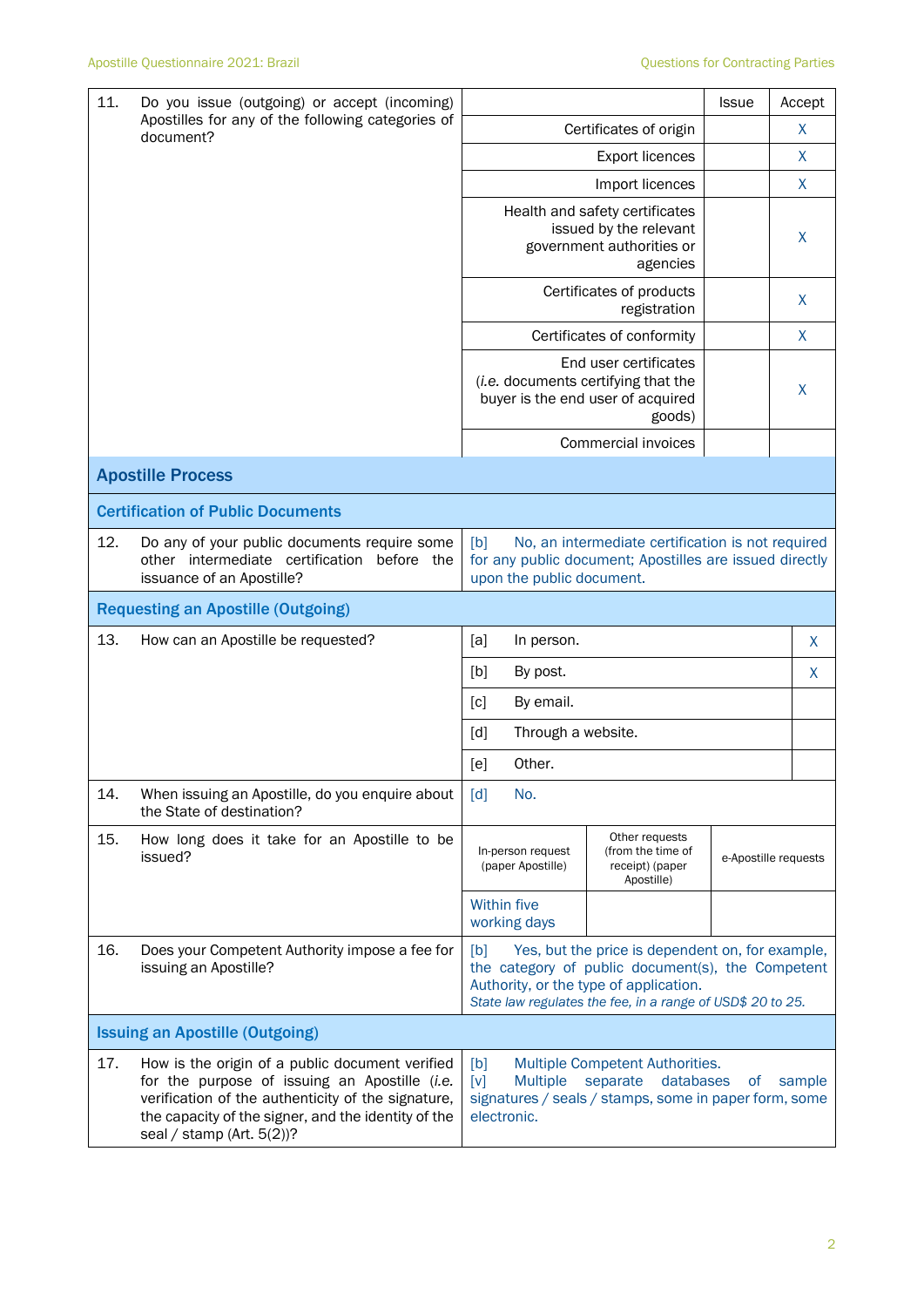| 11. | Do you issue (outgoing) or accept (incoming) Apostilles for any of the following categories of document? | | Issue | Accept |
|---|---|---|---|---|
| | | Certificates of origin | | X |
| | | Export licences | | X |
| | | Import licences | | X |
| | | Health and safety certificates issued by the relevant government authorities or agencies | | X |
| | | Certificates of products registration | | X |
| | | Certificates of conformity | | X |
| | | End user certificates (*i.e.* documents certifying that the buyer is the end user of acquired goods) | | X |
| | | Commercial invoices | | |

## Apostille Process

### Certification of Public Documents

| 12. | Do any of your public documents require some other intermediate certification before the issuance of an Apostille? | [b] No, an intermediate certification is not required for any public document; Apostilles are issued directly upon the public document. |
|---|---|---|

### Requesting an Apostille (Outgoing)

| 13. | How can an Apostille be requested? | | |
|---|---|---|---|
| | | [a] In person. | X |
| | | [b] By post. | X |
| | | [c] By email. | |
| | | [d] Through a website. | |
| | | [e] Other. | |

| 14. | When issuing an Apostille, do you enquire about the State of destination? | [d] No. |
|---|---|---|

| 15. | How long does it take for an Apostille to be issued? | In-person request (paper Apostille) | Other requests (from the time of receipt) (paper Apostille) | e-Apostille requests |
|---|---|---|---|---|
| | | Within five working days | | |

| 16. | Does your Competent Authority impose a fee for issuing an Apostille? | [b] Yes, but the price is dependent on, for example, the category of public document(s), the Competent Authority, or the type of application. *State law regulates the fee, in a range of USD$ 20 to 25.* |
|---|---|---|

### Issuing an Apostille (Outgoing)

| 17. | How is the origin of a public document verified for the purpose of issuing an Apostille (*i.e.* verification of the authenticity of the signature, the capacity of the signer, and the identity of the seal / stamp (Art. 5(2))? | [b] Multiple Competent Authorities. [v] Multiple separate databases of sample signatures / seals / stamps, some in paper form, some electronic. |
|---|---|---|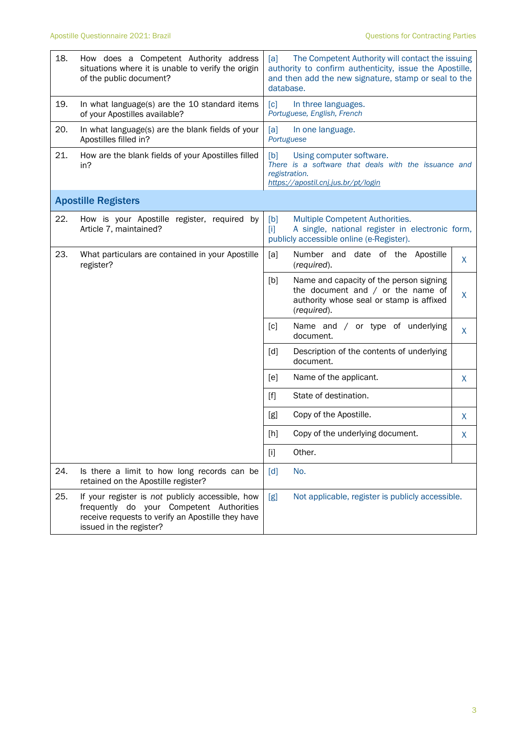| | | | |
|---|---|---|---|
| 18. | How does a Competent Authority address situations where it is unable to verify the origin of the public document? | [a] The Competent Authority will contact the issuing authority to confirm authenticity, issue the Apostille, and then add the new signature, stamp or seal to the database. | |
| 19. | In what language(s) are the 10 standard items of your Apostilles available? | [c] In three languages. *Portuguese, English, French* | |
| 20. | In what language(s) are the blank fields of your Apostilles filled in? | [a] In one language. *Portuguese* | |
| 21. | How are the blank fields of your Apostilles filled in? | [b] Using computer software. *There is a software that deals with the issuance and registration.* *https://apostil.cnj.jus.br/pt/login* | |
| **Apostille Registers** | | | |
| 22. | How is your Apostille register, required by Article 7, maintained? | [b] Multiple Competent Authorities. [i] A single, national register in electronic form, publicly accessible online (e-Register). | |
| 23. | What particulars are contained in your Apostille register? | [a] Number and date of the Apostille (*required*). | X |
| | | [b] Name and capacity of the person signing the document and / or the name of authority whose seal or stamp is affixed (*required*). | X |
| | | [c] Name and / or type of underlying document. | X |
| | | [d] Description of the contents of underlying document. | |
| | | [e] Name of the applicant. | X |
| | | [f] State of destination. | |
| | | [g] Copy of the Apostille. | X |
| | | [h] Copy of the underlying document. | X |
| | | [i] Other. | |
| 24. | Is there a limit to how long records can be retained on the Apostille register? | [d] No. | |
| 25. | If your register is *not* publicly accessible, how frequently do your Competent Authorities receive requests to verify an Apostille they have issued in the register? | [g] Not applicable, register is publicly accessible. | |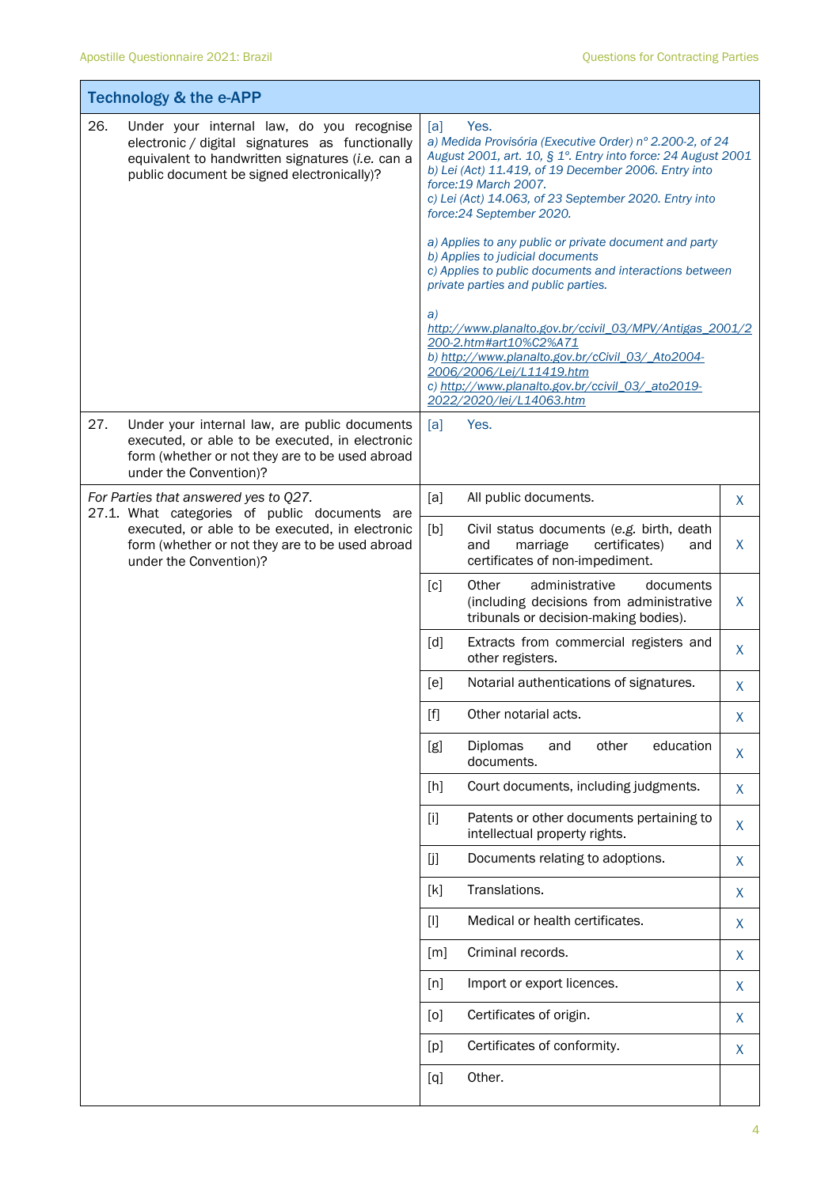## Technology & the e-APP

| | | |
|---|---|---|
| 26. Under your internal law, do you recognise electronic / digital signatures as functionally equivalent to handwritten signatures (*i.e.* can a public document be signed electronically)? | [a] Yes.<br>*a) Medida Provisória (Executive Order) nº 2.200-2, of 24 August 2001, art. 10, § 1º. Entry into force: 24 August 2001*<br>*b) Lei (Act) 11.419, of 19 December 2006. Entry into force:19 March 2007.*<br>*c) Lei (Act) 14.063, of 23 September 2020. Entry into force:24 September 2020.*<br><br>*a) Applies to any public or private document and party*<br>*b) Applies to judicial documents*<br>*c) Applies to public documents and interactions between private parties and public parties.*<br><br>*a) http://www.planalto.gov.br/ccivil_03/MPV/Antigas_2001/2200-2.htm#art10%C2%A71*<br>*b) http://www.planalto.gov.br/cCivil_03/_Ato2004-2006/2006/Lei/L11419.htm*<br>*c) http://www.planalto.gov.br/ccivil_03/_ato2019-2022/2020/lei/L14063.htm* | |
| 27. Under your internal law, are public documents executed, or able to be executed, in electronic form (whether or not they are to be used abroad under the Convention)? | [a] Yes. | |
| *For Parties that answered yes to Q27.*<br>27.1. What categories of public documents are executed, or able to be executed, in electronic form (whether or not they are to be used abroad under the Convention)? | [a] All public documents. | X |
| | [b] Civil status documents (e.g. birth, death and marriage certificates) and certificates of non-impediment. | X |
| | [c] Other administrative documents (including decisions from administrative tribunals or decision-making bodies). | X |
| | [d] Extracts from commercial registers and other registers. | X |
| | [e] Notarial authentications of signatures. | X |
| | [f] Other notarial acts. | X |
| | [g] Diplomas and other education documents. | X |
| | [h] Court documents, including judgments. | X |
| | [i] Patents or other documents pertaining to intellectual property rights. | X |
| | [j] Documents relating to adoptions. | X |
| | [k] Translations. | X |
| | [l] Medical or health certificates. | X |
| | [m] Criminal records. | X |
| | [n] Import or export licences. | X |
| | [o] Certificates of origin. | X |
| | [p] Certificates of conformity. | X |
| | [q] Other. | |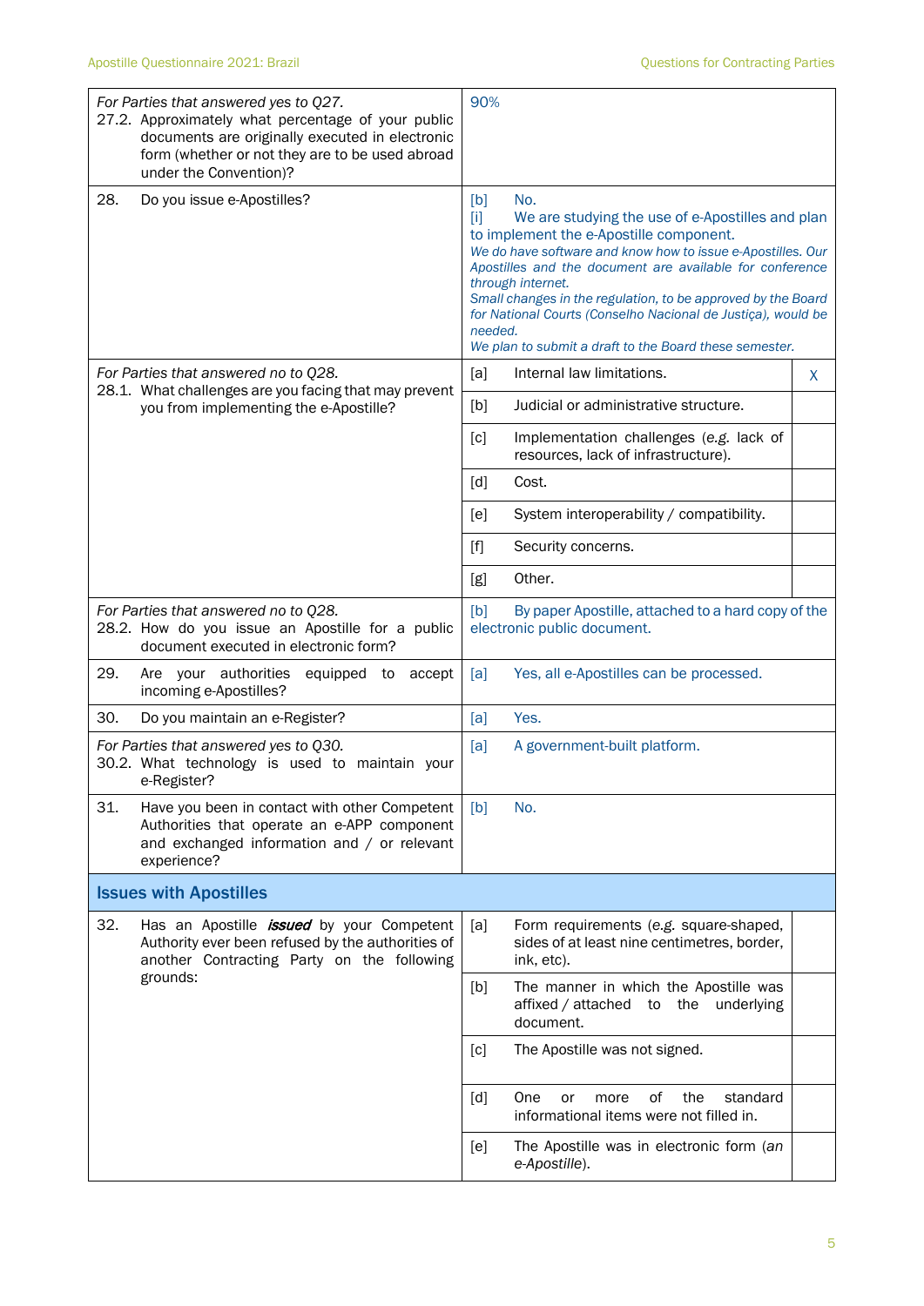| | | |
|---|---|---|
| *For Parties that answered yes to Q27.*<br>27.2. Approximately what percentage of your public documents are originally executed in electronic form (whether or not they are to be used abroad under the Convention)? | 90% | |
| 28. Do you issue e-Apostilles? | [b] No.<br>[i] We are studying the use of e-Apostilles and plan to implement the e-Apostille component.<br>*We do have software and know how to issue e-Apostilles. Our Apostilles and the document are available for conference through internet.*<br>*Small changes in the regulation, to be approved by the Board for National Courts (Conselho Nacional de Justiça), would be needed.*<br>*We plan to submit a draft to the Board these semester.* | |
| *For Parties that answered no to Q28.*<br>28.1. What challenges are you facing that may prevent you from implementing the e-Apostille? | [a] Internal law limitations. | X |
| | [b] Judicial or administrative structure. | |
| | [c] Implementation challenges (*e.g.* lack of resources, lack of infrastructure). | |
| | [d] Cost. | |
| | [e] System interoperability / compatibility. | |
| | [f] Security concerns. | |
| | [g] Other. | |
| *For Parties that answered no to Q28.*<br>28.2. How do you issue an Apostille for a public document executed in electronic form? | [b] By paper Apostille, attached to a hard copy of the electronic public document. | |
| 29. Are your authorities equipped to accept incoming e-Apostilles? | [a] Yes, all e-Apostilles can be processed. | |
| 30. Do you maintain an e-Register? | [a] Yes. | |
| *For Parties that answered yes to Q30.*<br>30.2. What technology is used to maintain your e-Register? | [a] A government-built platform. | |
| 31. Have you been in contact with other Competent Authorities that operate an e-APP component and exchanged information and / or relevant experience? | [b] No. | |

## Issues with Apostilles

| | | |
|---|---|---|
| 32. Has an Apostille ***issued*** by your Competent Authority ever been refused by the authorities of another Contracting Party on the following grounds: | [a] Form requirements (*e.g.* square-shaped, sides of at least nine centimetres, border, ink, etc). | |
| | [b] The manner in which the Apostille was affixed / attached to the underlying document. | |
| | [c] The Apostille was not signed. | |
| | [d] One or more of the standard informational items were not filled in. | |
| | [e] The Apostille was in electronic form (*an e-Apostille*). | |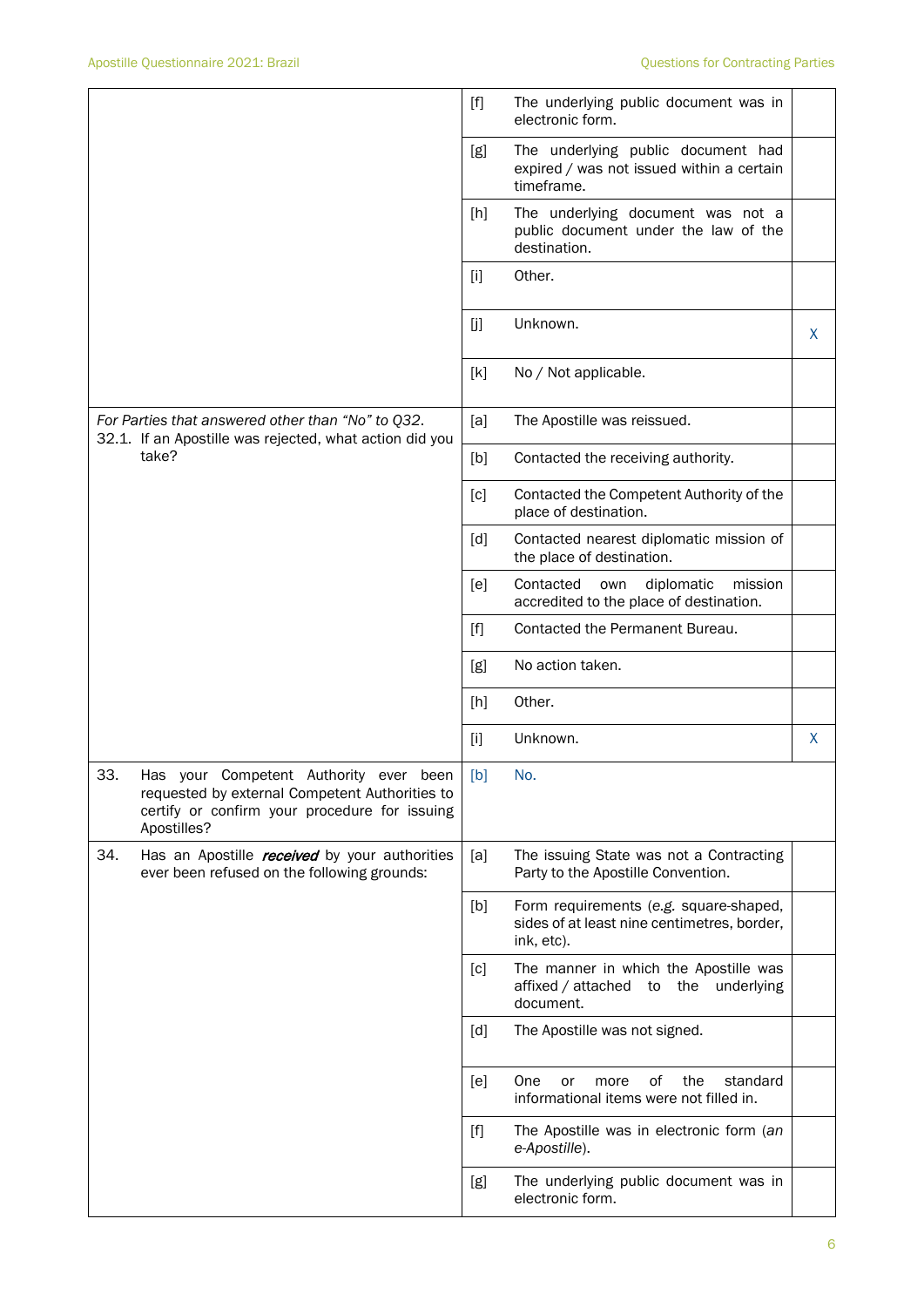| | | | |
|---|---|---|---|
| | [f] | The underlying public document was in electronic form. | |
| | [g] | The underlying public document had expired / was not issued within a certain timeframe. | |
| | [h] | The underlying document was not a public document under the law of the destination. | |
| | [i] | Other. | |
| | [j] | Unknown. | X |
| | [k] | No / Not applicable. | |
| *For Parties that answered other than "No" to Q32.* 32.1. If an Apostille was rejected, what action did you take? | [a] | The Apostille was reissued. | |
| | [b] | Contacted the receiving authority. | |
| | [c] | Contacted the Competent Authority of the place of destination. | |
| | [d] | Contacted nearest diplomatic mission of the place of destination. | |
| | [e] | Contacted own diplomatic mission accredited to the place of destination. | |
| | [f] | Contacted the Permanent Bureau. | |
| | [g] | No action taken. | |
| | [h] | Other. | |
| | [i] | Unknown. | X |
| 33. Has your Competent Authority ever been requested by external Competent Authorities to certify or confirm your procedure for issuing Apostilles? | [b] | No. | |
| 34. Has an Apostille ***received*** by your authorities ever been refused on the following grounds: | [a] | The issuing State was not a Contracting Party to the Apostille Convention. | |
| | [b] | Form requirements (*e.g.* square-shaped, sides of at least nine centimetres, border, ink, etc). | |
| | [c] | The manner in which the Apostille was affixed / attached to the underlying document. | |
| | [d] | The Apostille was not signed. | |
| | [e] | One or more of the standard informational items were not filled in. | |
| | [f] | The Apostille was in electronic form (*an e-Apostille*). | |
| | [g] | The underlying public document was in electronic form. | |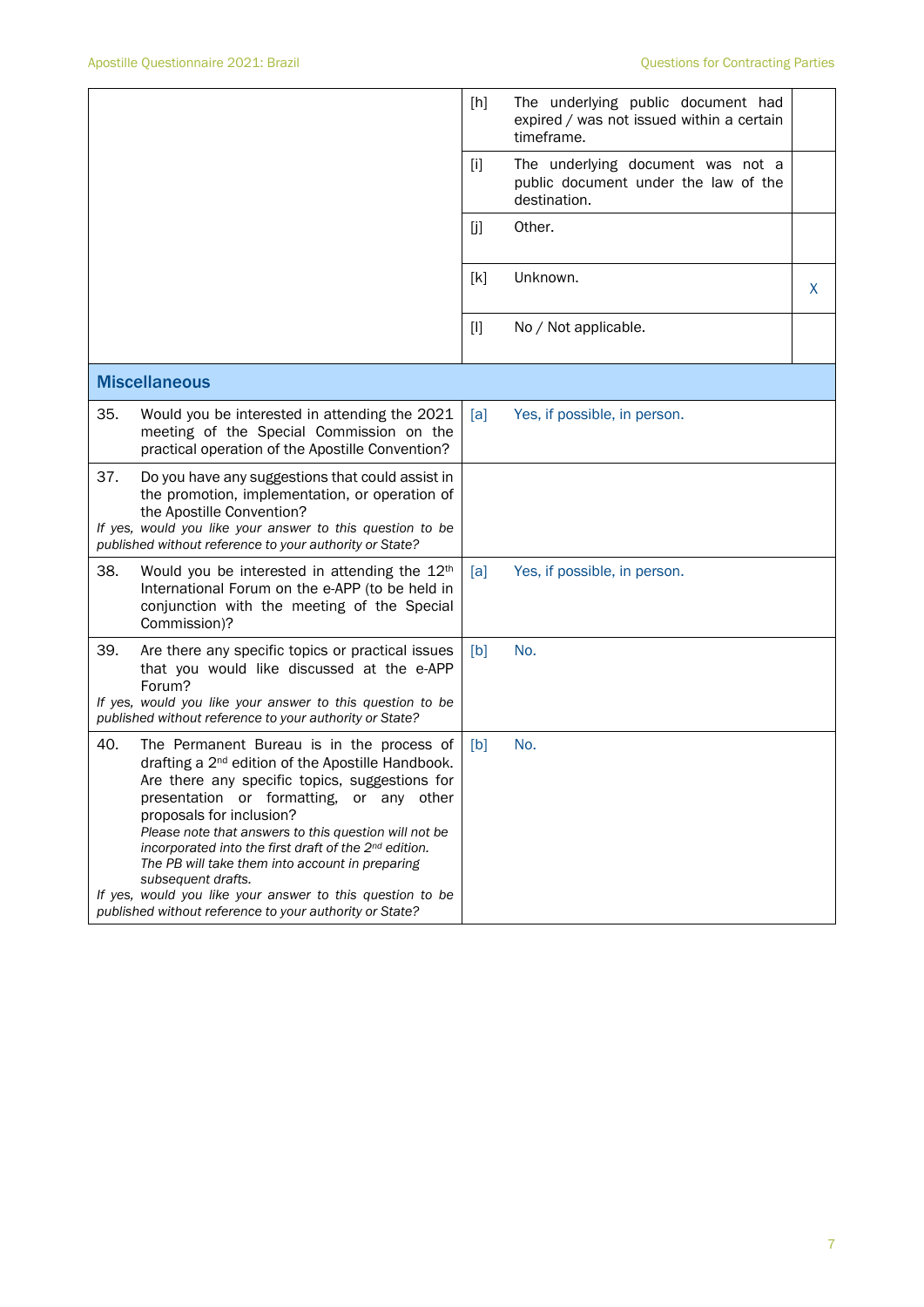| | | | |
|---|---|---|---|
| | [h] | The underlying public document had expired / was not issued within a certain timeframe. | |
| | [i] | The underlying document was not a public document under the law of the destination. | |
| | [j] | Other. | |
| | [k] | Unknown. | X |
| | [l] | No / Not applicable. | |

## Miscellaneous

| | | |
|---|---|---|
| 35. Would you be interested in attending the 2021 meeting of the Special Commission on the practical operation of the Apostille Convention? | [a] | Yes, if possible, in person. |
| 37. Do you have any suggestions that could assist in the promotion, implementation, or operation of the Apostille Convention? *If yes, would you like your answer to this question to be published without reference to your authority or State?* | | |
| 38. Would you be interested in attending the 12th International Forum on the e-APP (to be held in conjunction with the meeting of the Special Commission)? | [a] | Yes, if possible, in person. |
| 39. Are there any specific topics or practical issues that you would like discussed at the e-APP Forum? *If yes, would you like your answer to this question to be published without reference to your authority or State?* | [b] | No. |
| 40. The Permanent Bureau is in the process of drafting a 2nd edition of the Apostille Handbook. Are there any specific topics, suggestions for presentation or formatting, or any other proposals for inclusion? *Please note that answers to this question will not be incorporated into the first draft of the 2nd edition. The PB will take them into account in preparing subsequent drafts.* *If yes, would you like your answer to this question to be published without reference to your authority or State?* | [b] | No. |